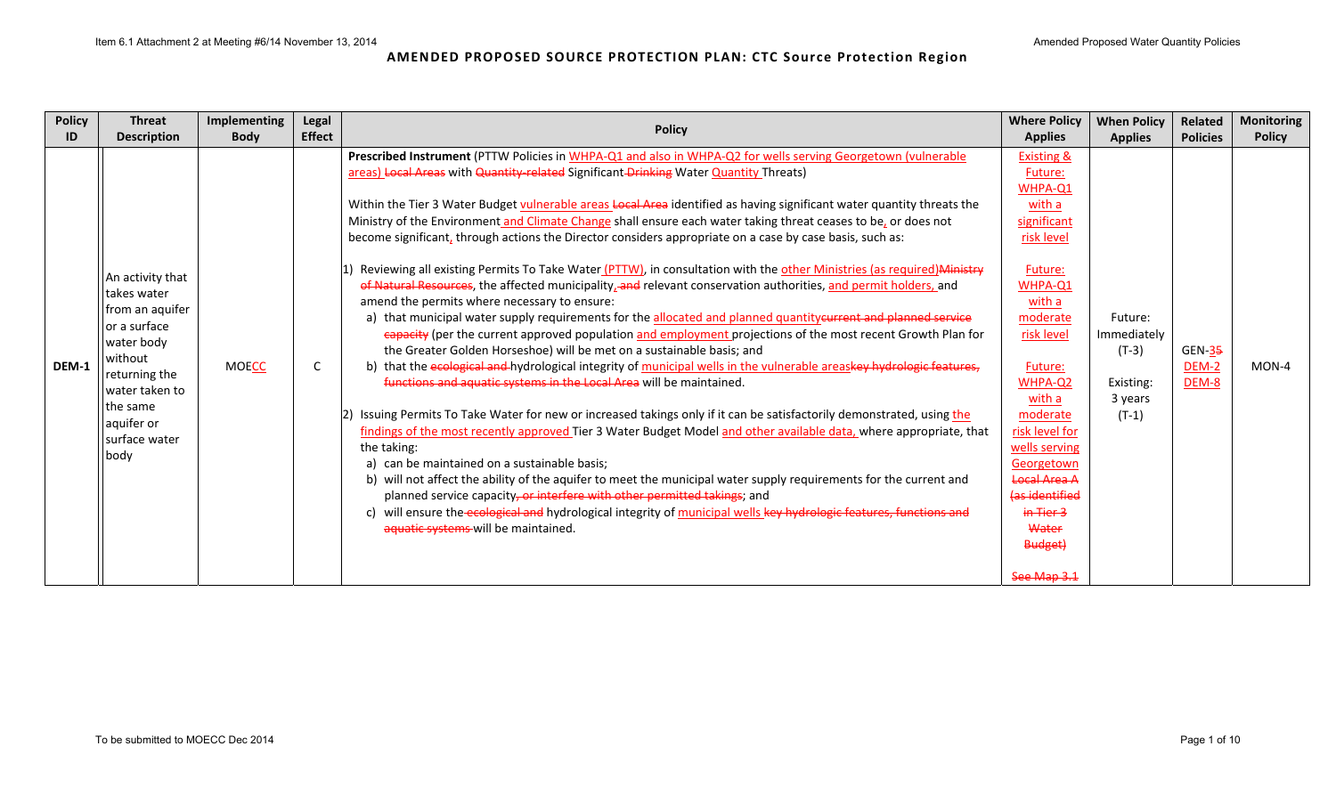# AMENDED PROPOSED SOURCE PROTECTION PLAN: CTC Source Protection Region

| Policy ID | Threat Description | Implementing Body | Legal Effect | Policy | Where Policy Applies | When Policy Applies | Related Policies | Monitoring Policy |
|---|---|---|---|---|---|---|---|---|
| DEM-1 | An activity that takes water from an aquifer or a surface water body without returning the water taken to the same aquifer or surface water body | MOECC | C | **Prescribed Instrument** (PTTW Policies in WHPA-Q1 and also in WHPA-Q2 for wells serving Georgetown (vulnerable areas) ~~Local Areas~~ with ~~Quantity-related~~ Significant ~~Drinking~~ Water Quantity Threats)<br><br>Within the Tier 3 Water Budget vulnerable areas ~~Local Area~~ identified as having significant water quantity threats the Ministry of the Environment and Climate Change shall ensure each water taking threat ceases to be, or does not become significant, through actions the Director considers appropriate on a case by case basis, such as:<br><br>1) Reviewing all existing Permits To Take Water (PTTW), in consultation with the other Ministries (as required)~~Ministry of Natural Resources~~, the affected municipality, ~~and~~ relevant conservation authorities, and permit holders, and amend the permits where necessary to ensure:<br>a) that municipal water supply requirements for the allocated and planned quantity~~current and planned service capacity~~ (per the current approved population and employment projections of the most recent Growth Plan for the Greater Golden Horseshoe) will be met on a sustainable basis; and<br>b) that the ~~ecological and~~ hydrological integrity of municipal wells in the vulnerable areas~~key hydrologic features, functions and aquatic systems in the Local Area~~ will be maintained.<br><br>2) Issuing Permits To Take Water for new or increased takings only if it can be satisfactorily demonstrated, using the findings of the most recently approved Tier 3 Water Budget Model and other available data, where appropriate, that the taking:<br>a) can be maintained on a sustainable basis;<br>b) will not affect the ability of the aquifer to meet the municipal water supply requirements for the current and planned service capacity~~, or interfere with other permitted takings~~; and<br>c) will ensure the ~~ecological and~~ hydrological integrity of municipal wells ~~key hydrologic features, functions and aquatic systems~~ will be maintained. | Existing & Future: WHPA-Q1 with a significant risk level<br><br>Future: WHPA-Q1 with a moderate risk level<br><br>Future: WHPA-Q2 with a moderate risk level for wells serving Georgetown ~~Local Area A (as identified in Tier 3 Water Budget)~~<br><br>~~See Map 3.1~~ | Future: Immediately (T-3)<br><br>Existing: 3 years (T-1) | GEN-3~~5~~<br>DEM-2<br>DEM-8 | MON-4 |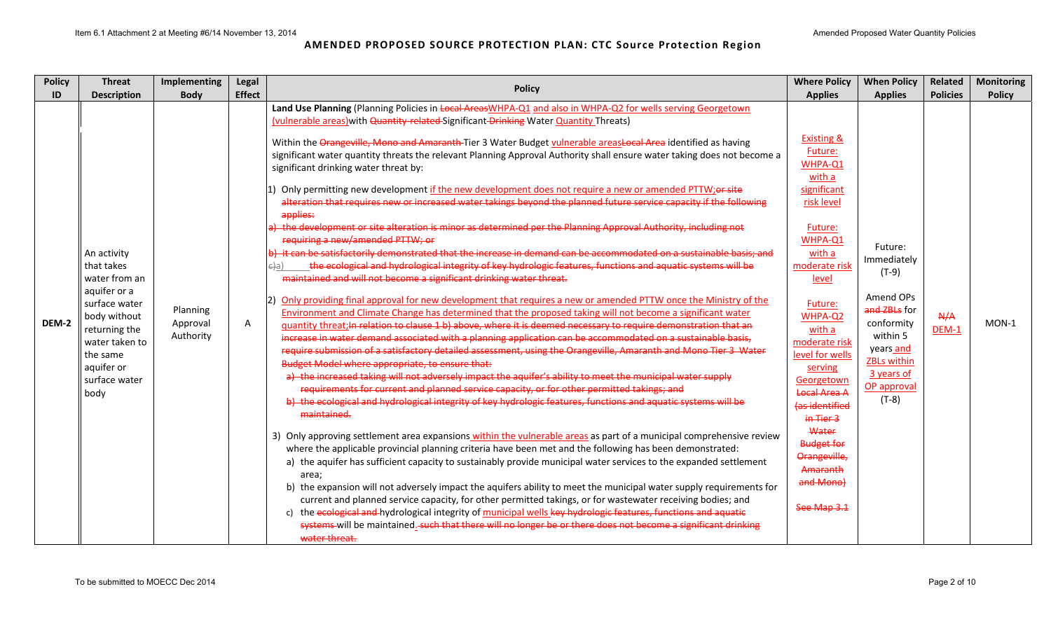| Policy ID | Threat Description | Implementing Body | Legal Effect | Policy | Where Policy Applies | When Policy Applies | Related Policies | Monitoring Policy |
|---|---|---|---|---|---|---|---|---|
| DEM-2 | An activity that takes water from an aquifer or a surface water body without returning the water taken to the same aquifer or surface water body | Planning Approval Authority | A | **Land Use Planning** (Planning Policies in ~~Local Areas~~WHPA-Q1 and also in WHPA-Q2 for wells serving Georgetown (vulnerable areas)with ~~Quantity-related~~ Significant ~~Drinking~~ Water Quantity Threats)<br><br>Within the ~~Orangeville, Mono and Amaranth~~ Tier 3 Water Budget vulnerable areas~~Local Area~~ identified as having significant water quantity threats the relevant Planning Approval Authority shall ensure water taking does not become a significant drinking water threat by:<br><br>1) Only permitting new development if the new development does not require a new or amended PTTW;~~or site alteration that requires new or increased water takings beyond the planned future service capacity if the following applies:~~<br>~~a) the development or site alteration is minor as determined per the Planning Approval Authority, including not requiring a new/amended PTTW; or~~<br>~~b) it can be satisfactorily demonstrated that the increase in demand can be accommodated on a sustainable basis; and~~<br>~~c)~~a) ~~the ecological and hydrological integrity of key hydrologic features, functions and aquatic systems will be maintained and will not become a significant drinking water threat.~~<br><br>2) Only providing final approval for new development that requires a new or amended PTTW once the Ministry of the Environment and Climate Change has determined that the proposed taking will not become a significant water quantity threat;~~In relation to clause 1 b) above, where it is deemed necessary to require demonstration that an increase in water demand associated with a planning application can be accommodated on a sustainable basis, require submission of a satisfactory detailed assessment, using the Orangeville, Amaranth and Mono Tier 3 Water Budget Model where appropriate, to ensure that:~~<br>~~a) the increased taking will not adversely impact the aquifer's ability to meet the municipal water supply requirements for current and planned service capacity, or for other permitted takings; and~~<br>~~b) the ecological and hydrological integrity of key hydrologic features, functions and aquatic systems will be maintained.~~<br><br>3) Only approving settlement area expansions within the vulnerable areas as part of a municipal comprehensive review where the applicable provincial planning criteria have been met and the following has been demonstrated:<br>a) the aquifer has sufficient capacity to sustainably provide municipal water services to the expanded settlement area;<br>b) the expansion will not adversely impact the aquifers ability to meet the municipal water supply requirements for current and planned service capacity, for other permitted takings, or for wastewater receiving bodies; and<br>c) the ~~ecological and~~ hydrological integrity of municipal wells ~~key hydrologic features, functions and aquatic systems~~ will be maintained.~~ such that there will no longer be or there does not become a significant drinking water threat.~~ | Existing & Future: WHPA-Q1 with a significant risk level<br><br>Future: WHPA-Q1 with a moderate risk level<br><br>Future: WHPA-Q2 with a moderate risk level for wells serving Georgetown ~~Local Area A (as identified in Tier 3 Water Budget for Orangeville, Amaranth and Mono)~~<br><br>~~See Map 3.1~~ | Future: Immediately (T-9)<br><br>Amend OPs ~~and ZBLs~~ for conformity within 5 years and ZBLs within 3 years of OP approval (T-8) | ~~N/A~~ DEM-1 | MON-1 |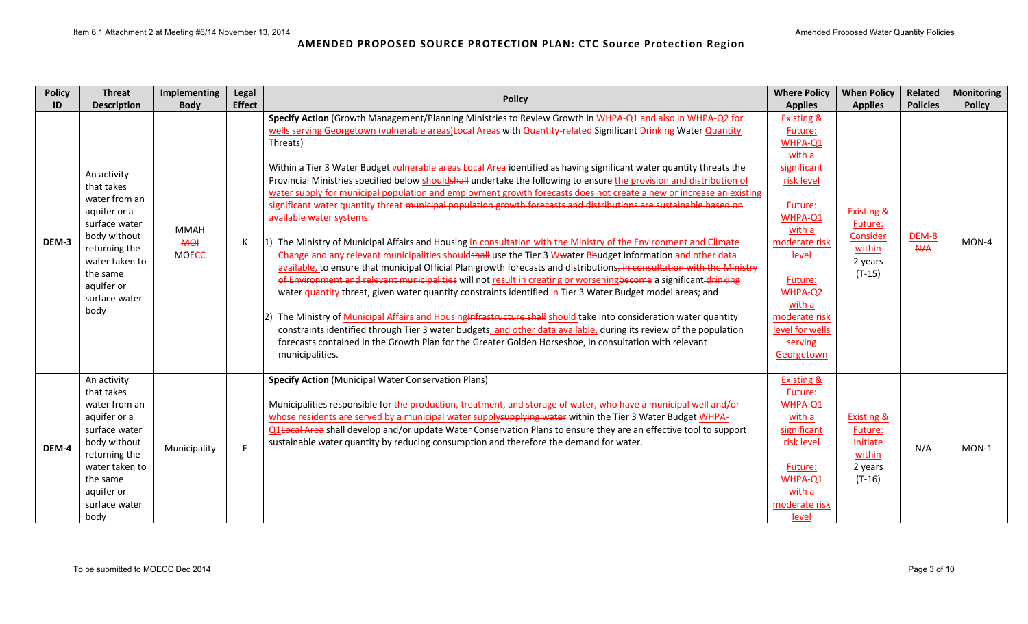# AMENDED PROPOSED SOURCE PROTECTION PLAN: CTC Source Protection Region

| Policy ID | Threat Description | Implementing Body | Legal Effect | Policy | Where Policy Applies | When Policy Applies | Related Policies | Monitoring Policy |
|---|---|---|---|---|---|---|---|---|
| DEM-3 | An activity that takes water from an aquifer or a surface water body without returning the water taken to the same aquifer or surface water body | MMAH MOI MOECC | K | **Specify Action** (Growth Management/Planning Ministries to Review Growth in WHPA-Q1 and also in WHPA-Q2 for wells serving Georgetown (vulnerable areas)Local Areas with Quantity-related Significant Drinking Water Quantity Threats)<br><br>Within a Tier 3 Water Budget vulnerable areas Local Area identified as having significant water quantity threats the Provincial Ministries specified below shouldshall undertake the following to ensure the provision and distribution of water supply for municipal population and employment growth forecasts does not create a new or increase an existing significant water quantity threat:municipal population growth forecasts and distributions are sustainable based on available water systems:<br><br>1) The Ministry of Municipal Affairs and Housing in consultation with the Ministry of the Environment and Climate Change and any relevant municipalities shouldshall use the Tier 3 Wwater Bbudget information and other data available, to ensure that municipal Official Plan growth forecasts and distributions, in consultation with the Ministry of Environment and relevant municipalities will not result in creating or worseningbecome a significant drinking water quantity threat, given water quantity constraints identified in Tier 3 Water Budget model areas; and<br><br>2) The Ministry of Municipal Affairs and HousingInfrastructure shall should take into consideration water quantity constraints identified through Tier 3 water budgets, and other data available, during its review of the population forecasts contained in the Growth Plan for the Greater Golden Horseshoe, in consultation with relevant municipalities. | Existing & Future: WHPA-Q1 with a significant risk level<br><br>Future: WHPA-Q1 with a moderate risk level<br><br>Future: WHPA-Q2 with a moderate risk level for wells serving Georgetown | Existing & Future: Consider within 2 years (T-15) | DEM-8 N/A | MON-4 |
| DEM-4 | An activity that takes water from an aquifer or a surface water body without returning the water taken to the same aquifer or surface water body | Municipality | E | **Specify Action** (Municipal Water Conservation Plans)<br><br>Municipalities responsible for the production, treatment, and storage of water, who have a municipal well and/or whose residents are served by a municipal water supplysupplying water within the Tier 3 Water Budget WHPA-Q1Local Area shall develop and/or update Water Conservation Plans to ensure they are an effective tool to support sustainable water quantity by reducing consumption and therefore the demand for water. | Existing & Future: WHPA-Q1 with a significant risk level<br><br>Future: WHPA-Q1 with a moderate risk level | Existing & Future: Initiate within 2 years (T-16) | N/A | MON-1 |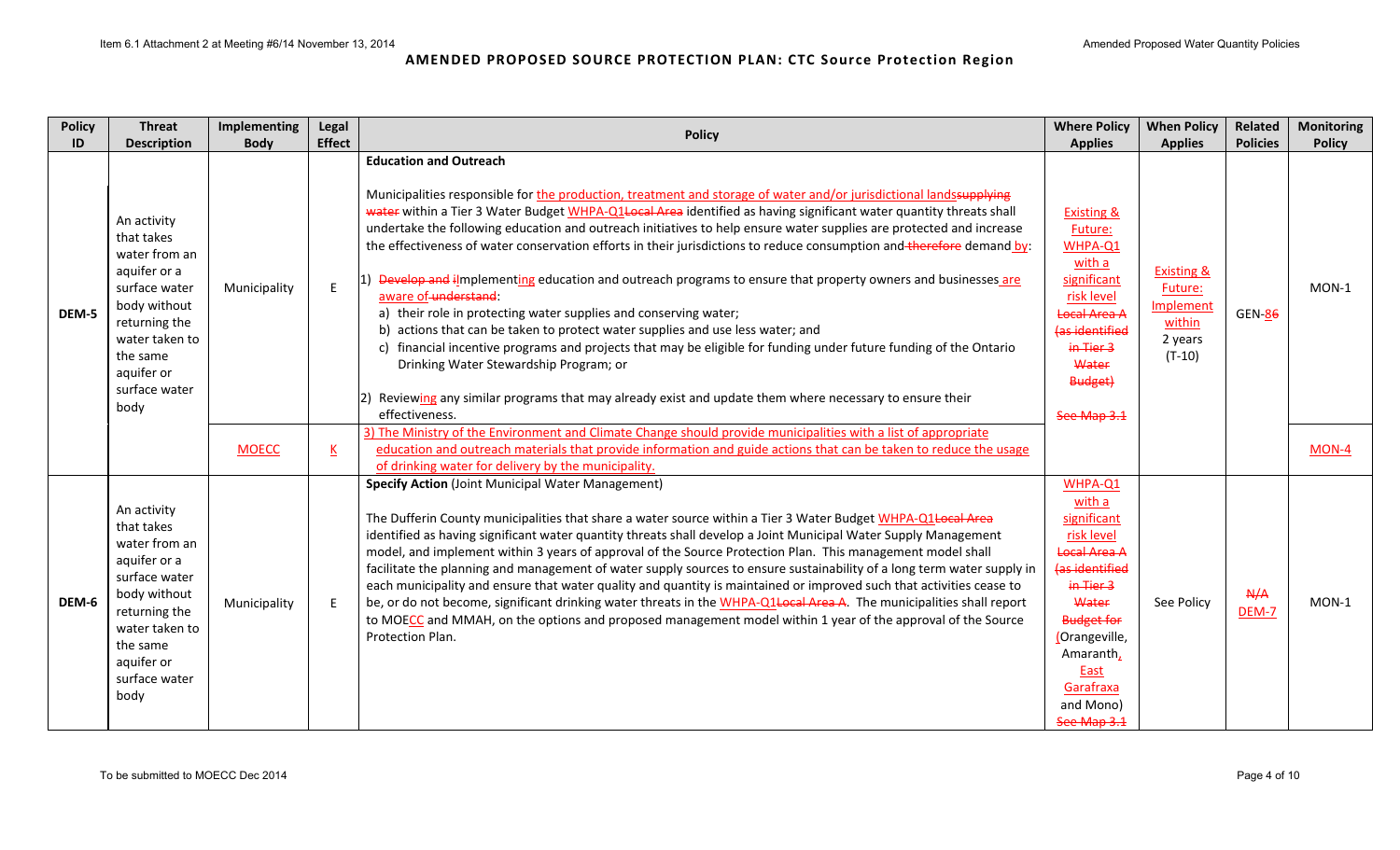# AMENDED PROPOSED SOURCE PROTECTION PLAN: CTC Source Protection Region

| Policy ID | Threat Description | Implementing Body | Legal Effect | Policy | Where Policy Applies | When Policy Applies | Related Policies | Monitoring Policy |
|---|---|---|---|---|---|---|---|---|
| DEM-5 | An activity that takes water from an aquifer or a surface water body without returning the water taken to the same aquifer or surface water body | Municipality | E | **Education and Outreach**<br><br>Municipalities responsible for the production, treatment and storage of water and/or jurisdictional landssupplying water within a Tier 3 Water Budget WHPA-Q1Local Area identified as having significant water quantity threats shall undertake the following education and outreach initiatives to help ensure water supplies are protected and increase the effectiveness of water conservation efforts in their jurisdictions to reduce consumption and therefore demand by:<br><br>1) Develop and iImplementing education and outreach programs to ensure that property owners and businesses are aware of understand:<br>a) their role in protecting water supplies and conserving water;<br>b) actions that can be taken to protect water supplies and use less water; and<br>c) financial incentive programs and projects that may be eligible for funding under future funding of the Ontario Drinking Water Stewardship Program; or<br><br>2) Reviewing any similar programs that may already exist and update them where necessary to ensure their effectiveness. | Existing & Future: WHPA-Q1 with a significant risk level Local Area A (as identified in Tier 3 Water Budget)<br><br>See Map 3.1 | Existing & Future: Implement within 2 years (T-10) | GEN-86 | MON-1 |
| | | MOECC | K | 3) The Ministry of the Environment and Climate Change should provide municipalities with a list of appropriate education and outreach materials that provide information and guide actions that can be taken to reduce the usage of drinking water for delivery by the municipality. | | | | MON-4 |
| DEM-6 | An activity that takes water from an aquifer or a surface water body without returning the water taken to the same aquifer or surface water body | Municipality | E | **Specify Action** (Joint Municipal Water Management)<br><br>The Dufferin County municipalities that share a water source within a Tier 3 Water Budget WHPA-Q1Local Area identified as having significant water quantity threats shall develop a Joint Municipal Water Supply Management model, and implement within 3 years of approval of the Source Protection Plan. This management model shall facilitate the planning and management of water supply sources to ensure sustainability of a long term water supply in each municipality and ensure that water quality and quantity is maintained or improved such that activities cease to be, or do not become, significant drinking water threats in the WHPA-Q1Local Area A. The municipalities shall report to MOECC and MMAH, on the options and proposed management model within 1 year of the approval of the Source Protection Plan. | WHPA-Q1 with a significant risk level Local Area A (as identified in Tier 3 Water Budget for (Orangeville, Amaranth, East Garafraxa and Mono)<br>See Map 3.1 | See Policy | N/A DEM-7 | MON-1 |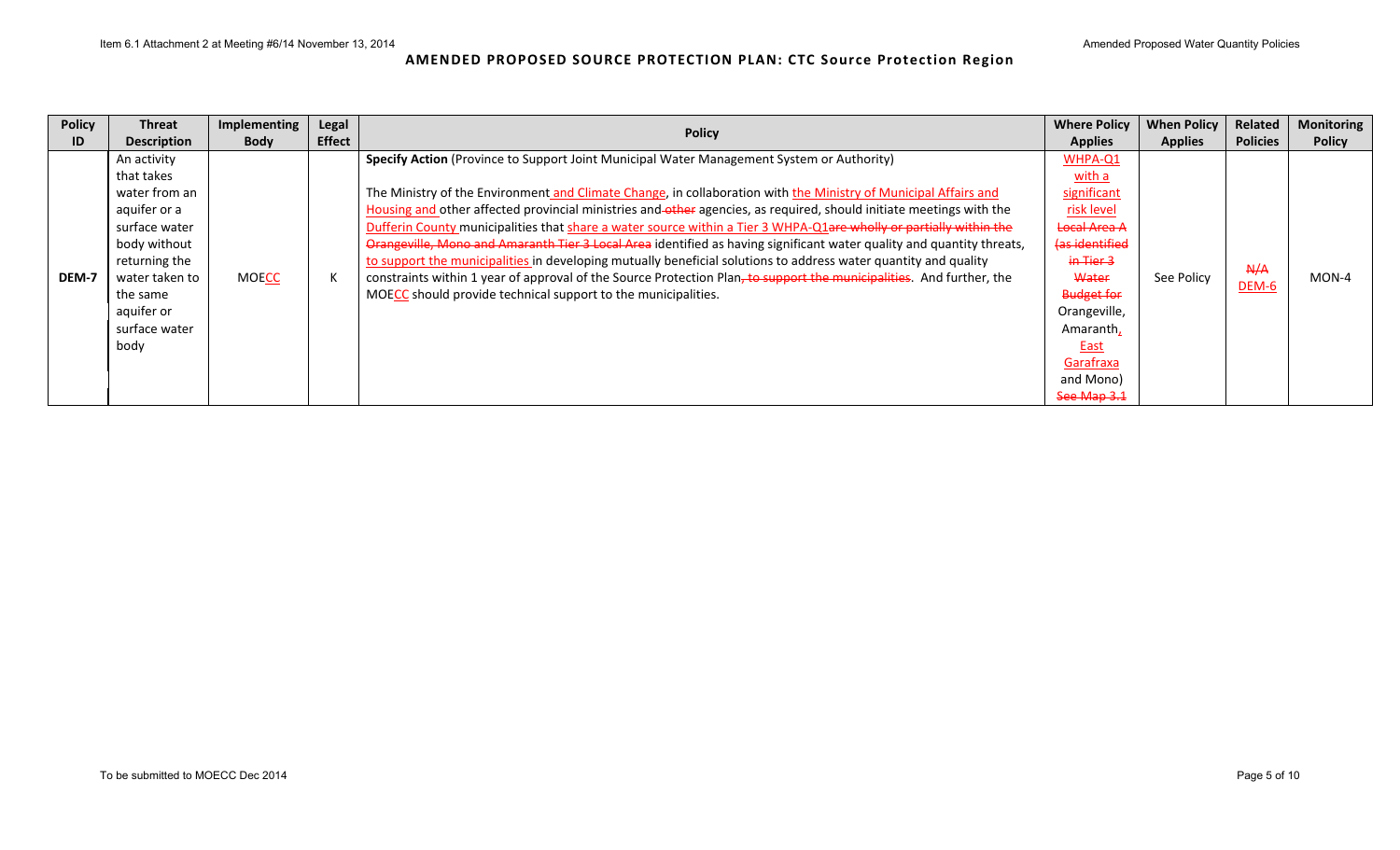**AMENDED PROPOSED SOURCE PROTECTION PLAN: CTC Source Protection Region**

| Policy ID | Threat Description | Implementing Body | Legal Effect | Policy | Where Policy Applies | When Policy Applies | Related Policies | Monitoring Policy |
|---|---|---|---|---|---|---|---|---|
| DEM-7 | An activity that takes water from an aquifer or a surface water body without returning the water taken to the same aquifer or surface water body | MOE<u>CC</u> | K | **Specify Action** (Province to Support Joint Municipal Water Management System or Authority)<br><br>The Ministry of the Environment <u>and Climate Change</u>, in collaboration with <u>the Ministry of Municipal Affairs and Housing and</u> other affected provincial ministries and ~~other~~ agencies, as required, should initiate meetings with the <u>Dufferin County</u> municipalities that <u>share a water source within a Tier 3 WHPA-Q1</u>~~are wholly or partially within the Orangeville, Mono and Amaranth Tier 3 Local Area~~ identified as having significant water quality and quantity threats, <u>to support the municipalities</u> in developing mutually beneficial solutions to address water quantity and quality constraints within 1 year of approval of the Source Protection Plan~~, to support the municipalities~~. And further, the MOE<u>CC</u> should provide technical support to the municipalities. | <u>WHPA-Q1 with a significant risk level</u> ~~Local Area A (as identified in Tier 3 Water Budget for~~ Orangeville, Amaranth<u>, East Garafraxa</u> and Mono) ~~See Map 3.1~~ | See Policy | ~~N/A~~ <u>DEM-6</u> | MON-4 |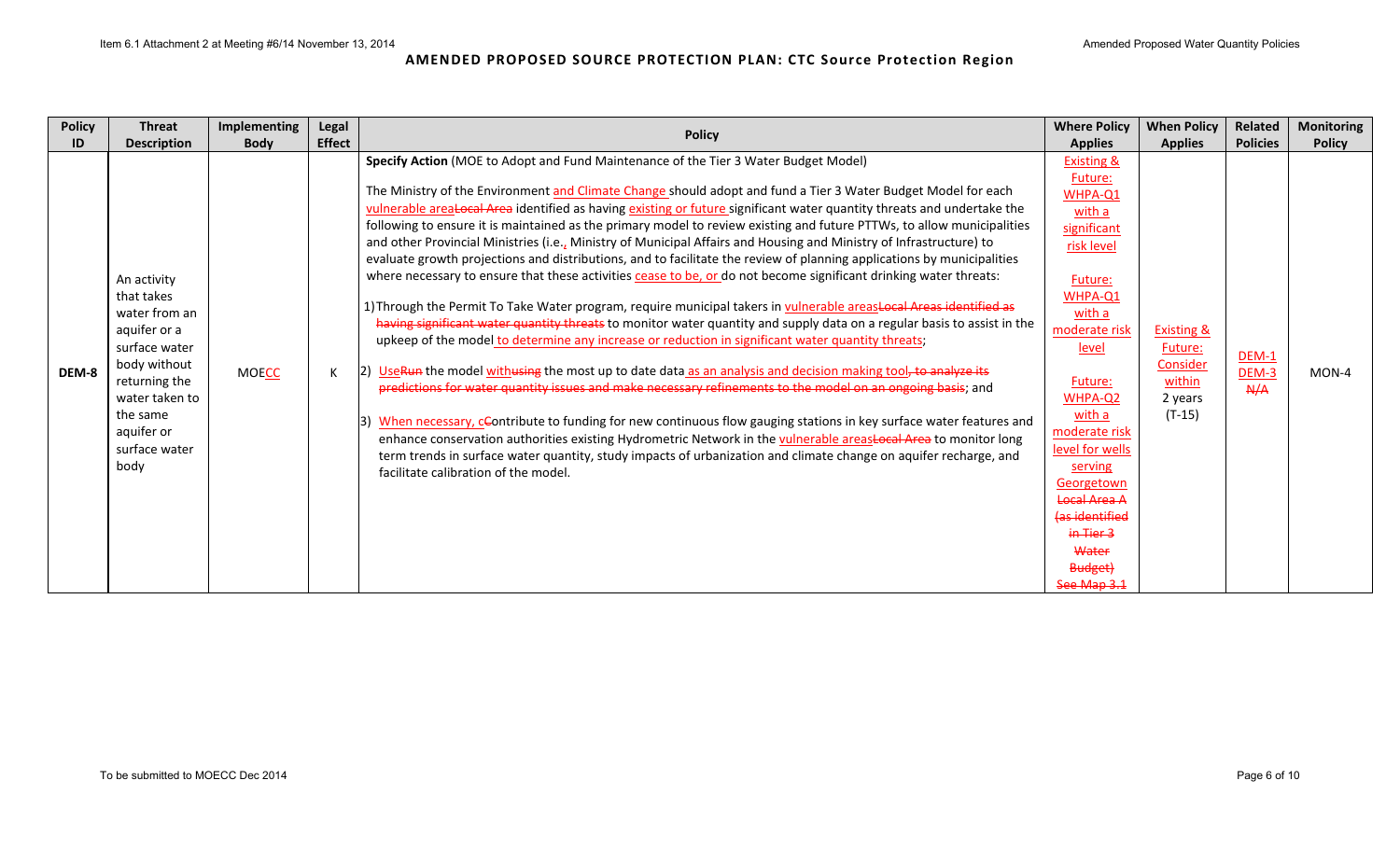**AMENDED PROPOSED SOURCE PROTECTION PLAN: CTC Source Protection Region**

| Policy ID | Threat Description | Implementing Body | Legal Effect | Policy | Where Policy Applies | When Policy Applies | Related Policies | Monitoring Policy |
|---|---|---|---|---|---|---|---|---|
| DEM-8 | An activity that takes water from an aquifer or a surface water body without returning the water taken to the same aquifer or surface water body | MOECC | K | **Specify Action** (MOE to Adopt and Fund Maintenance of the Tier 3 Water Budget Model)<br><br>The Ministry of the Environment and Climate Change should adopt and fund a Tier 3 Water Budget Model for each vulnerable area~~Local Area~~ identified as having existing or future significant water quantity threats and undertake the following to ensure it is maintained as the primary model to review existing and future PTTWs, to allow municipalities and other Provincial Ministries (i.e., Ministry of Municipal Affairs and Housing and Ministry of Infrastructure) to evaluate growth projections and distributions, and to facilitate the review of planning applications by municipalities where necessary to ensure that these activities cease to be, or do not become significant drinking water threats:<br><br>1) Through the Permit To Take Water program, require municipal takers in vulnerable areas~~Local Areas identified as having significant water quantity threats~~ to monitor water quantity and supply data on a regular basis to assist in the upkeep of the model to determine any increase or reduction in significant water quantity threats;<br><br>2) Use~~Run~~ the model with~~using~~ the most up to date data as an analysis and decision making tool~~, to analyze its predictions for water quantity issues and make necessary refinements to the model on an ongoing basis~~; and<br><br>3) When necessary, c~~C~~ontribute to funding for new continuous flow gauging stations in key surface water features and enhance conservation authorities existing Hydrometric Network in the vulnerable areas~~Local Area~~ to monitor long term trends in surface water quantity, study impacts of urbanization and climate change on aquifer recharge, and facilitate calibration of the model. | Existing & Future: WHPA-Q1 with a significant risk level<br><br>Future: WHPA-Q1 with a moderate risk level<br><br>Future: WHPA-Q2 with a moderate risk level for wells serving Georgetown ~~Local Area A (as identified in Tier 3 Water Budget) See Map 3.1~~ | Existing & Future: Consider within 2 years (T-15) | DEM-1<br>DEM-3<br>~~N/A~~ | MON-4 |

To be submitted to MOECC Dec 2014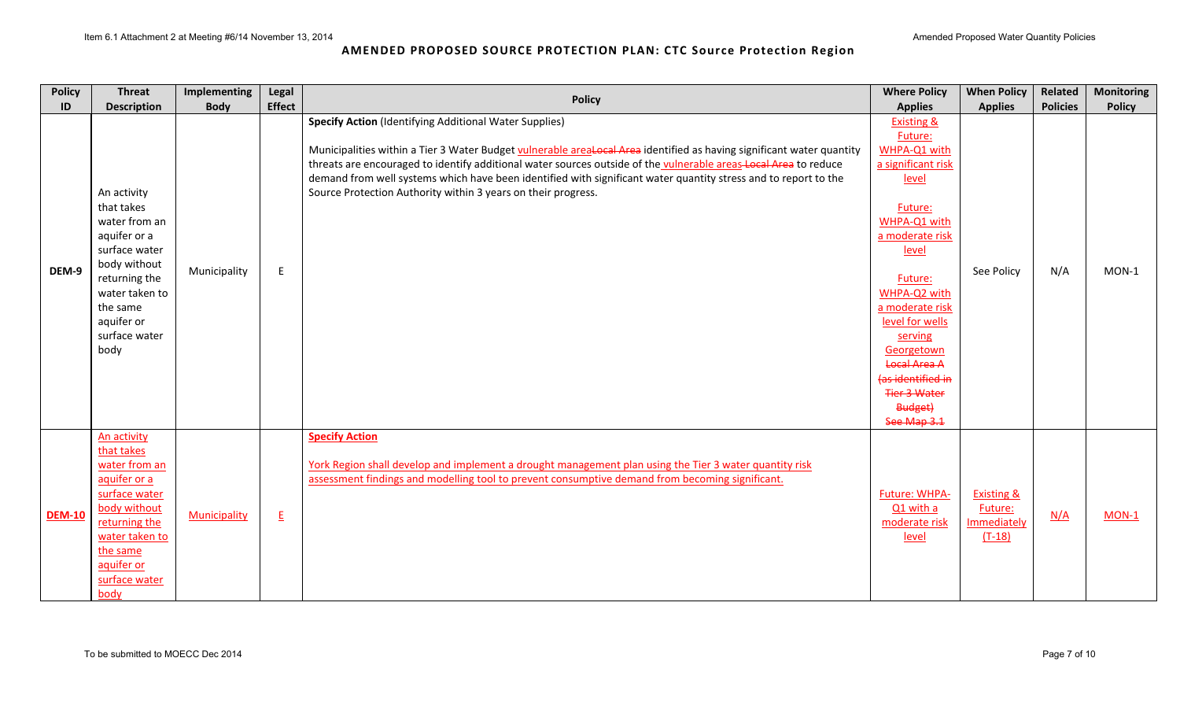**AMENDED PROPOSED SOURCE PROTECTION PLAN: CTC Source Protection Region**

| Policy ID | Threat Description | Implementing Body | Legal Effect | Policy | Where Policy Applies | When Policy Applies | Related Policies | Monitoring Policy |
|---|---|---|---|---|---|---|---|---|
| DEM-9 | An activity that takes water from an aquifer or a surface water body without returning the water taken to the same aquifer or surface water body | Municipality | E | **Specify Action** (Identifying Additional Water Supplies)<br><br>Municipalities within a Tier 3 Water Budget vulnerable area~~Local Area~~ identified as having significant water quantity threats are encouraged to identify additional water sources outside of the vulnerable areas ~~Local Area~~ to reduce demand from well systems which have been identified with significant water quantity stress and to report to the Source Protection Authority within 3 years on their progress. | Existing & Future: WHPA-Q1 with a significant risk level<br><br>Future: WHPA-Q1 with a moderate risk level<br><br>Future: WHPA-Q2 with a moderate risk level for wells serving Georgetown ~~Local Area A (as identified in Tier 3 Water Budget) See Map 3.1~~ | See Policy | N/A | MON-1 |
| DEM-10 | An activity that takes water from an aquifer or a surface water body without returning the water taken to the same aquifer or surface water body | Municipality | E | **Specify Action**<br><br>York Region shall develop and implement a drought management plan using the Tier 3 water quantity risk assessment findings and modelling tool to prevent consumptive demand from becoming significant. | Future: WHPA-Q1 with a moderate risk level | Existing & Future: Immediately (T-18) | N/A | MON-1 |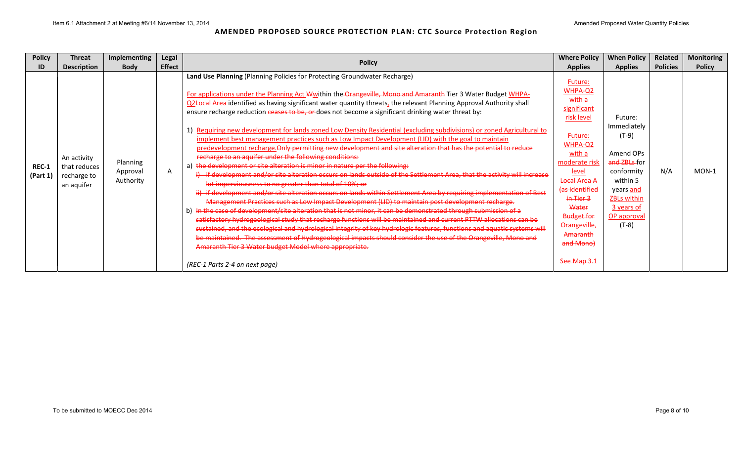**AMENDED PROPOSED SOURCE PROTECTION PLAN: CTC Source Protection Region**

| Policy ID | Threat Description | Implementing Body | Legal Effect | Policy | Where Policy Applies | When Policy Applies | Related Policies | Monitoring Policy |
|---|---|---|---|---|---|---|---|---|
| REC-1 (Part 1) | An activity that reduces recharge to an aquifer | Planning Approval Authority | A | **Land Use Planning** (Planning Policies for Protecting Groundwater Recharge)<br><br>For applications under the Planning Act Wwithin the Orangeville, Mono and Amaranth Tier 3 Water Budget WHPA-Q2Local Area identified as having significant water quantity threats, the relevant Planning Approval Authority shall ensure recharge reduction ceases to be, or does not become a significant drinking water threat by:<br><br>1) Requiring new development for lands zoned Low Density Residential (excluding subdivisions) or zoned Agricultural to implement best management practices such as Low Impact Development (LID) with the goal to maintain predevelopment recharge.Only permitting new development and site alteration that has the potential to reduce recharge to an aquifer under the following conditions:<br>a) the development or site alteration is minor in nature per the following:<br>i) if development and/or site alteration occurs on lands outside of the Settlement Area, that the activity will increase lot imperviousness to no greater than total of 10%; or<br>ii) if development and/or site alteration occurs on lands within Settlement Area by requiring implementation of Best Management Practices such as Low Impact Development (LID) to maintain post development recharge.<br>b) In the case of development/site alteration that is not minor, it can be demonstrated through submission of a satisfactory hydrogeological study that recharge functions will be maintained and current PTTW allocations can be sustained, and the ecological and hydrological integrity of key hydrologic features, functions and aquatic systems will be maintained. The assessment of Hydrogeological impacts should consider the use of the Orangeville, Mono and Amaranth Tier 3 Water budget Model where appropriate.<br><br>*(REC-1 Parts 2-4 on next page)* | Future: WHPA-Q2 with a significant risk level<br><br>Future: WHPA-Q2 with a moderate risk level<br><br>Local Area A (as identified in Tier 3 Water Budget for Orangeville, Amaranth and Mono)<br><br>See Map 3.1 | Future: Immediately (T-9)<br><br>Amend OPs and ZBLs for conformity within 5 years and ZBLs within 3 years of OP approval (T-8) | N/A | MON-1 |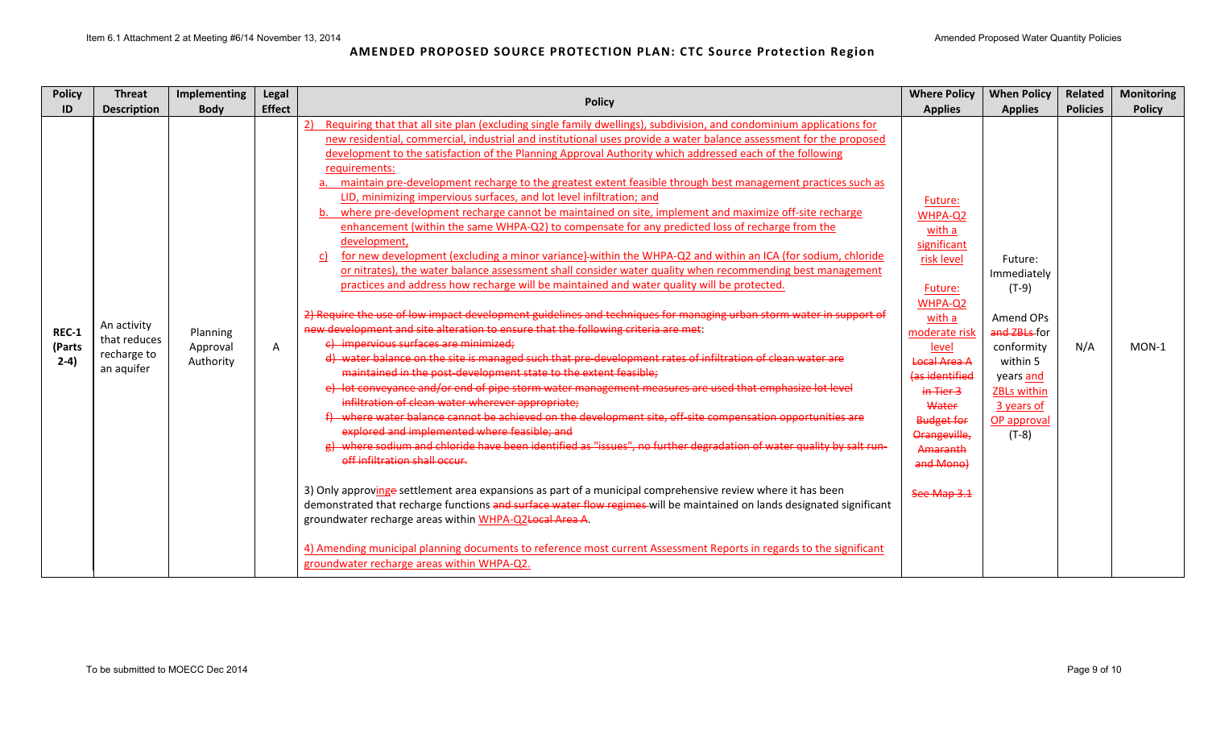# AMENDED PROPOSED SOURCE PROTECTION PLAN: CTC Source Protection Region

| Policy ID | Threat Description | Implementing Body | Legal Effect | Policy | Where Policy Applies | When Policy Applies | Related Policies | Monitoring Policy |
|---|---|---|---|---|---|---|---|---|
| REC-1 (Parts 2-4) | An activity that reduces recharge to an aquifer | Planning Approval Authority | A | 2) Requiring that that all site plan (excluding single family dwellings), subdivision, and condominium applications for new residential, commercial, industrial and institutional uses provide a water balance assessment for the proposed development to the satisfaction of the Planning Approval Authority which addressed each of the following requirements:<br>a. maintain pre-development recharge to the greatest extent feasible through best management practices such as LID, minimizing impervious surfaces, and lot level infiltration; and<br>b. where pre-development recharge cannot be maintained on site, implement and maximize off-site recharge enhancement (within the same WHPA-Q2) to compensate for any predicted loss of recharge from the development,<br>c) for new development (excluding a minor variance) ~~-~~within the WHPA-Q2 and within an ICA (for sodium, chloride or nitrates), the water balance assessment shall consider water quality when recommending best management practices and address how recharge will be maintained and water quality will be protected.<br><br>~~2) Require the use of low impact development guidelines and techniques for managing urban storm water in support of new development and site alteration to ensure that the following criteria are met~~:<br>~~c) impervious surfaces are minimized;~~<br>~~d) water balance on the site is managed such that pre-development rates of infiltration of clean water are maintained in the post-development state to the extent feasible;~~<br>~~e) lot conveyance and/or end of pipe storm water management measures are used that emphasize lot level infiltration of clean water wherever appropriate;~~<br>~~f) where water balance cannot be achieved on the development site, off-site compensation opportunities are explored and implemented where feasible; and~~<br>~~g) where sodium and chloride have been identified as "issues", no further degradation of water quality by salt run-off infiltration shall occur.~~<br><br>3) Only approvinge settlement area expansions as part of a municipal comprehensive review where it has been demonstrated that recharge functions ~~and surface water flow regimes~~ will be maintained on lands designated significant groundwater recharge areas within WHPA-Q2~~Local Area A~~.<br><br>4) Amending municipal planning documents to reference most current Assessment Reports in regards to the significant groundwater recharge areas within WHPA-Q2. | Future: WHPA-Q2 with a significant risk level<br><br>Future: WHPA-Q2 with a moderate risk level<br><br>~~Local Area A (as identified in Tier 3 Water Budget for Orangeville, Amaranth and Mono)~~<br><br>~~See Map 3.1~~ | Future: Immediately (T-9)<br><br>Amend OPs ~~and ZBLs~~ for conformity within 5 years and ZBLs within 3 years of OP approval (T-8) | N/A | MON-1 |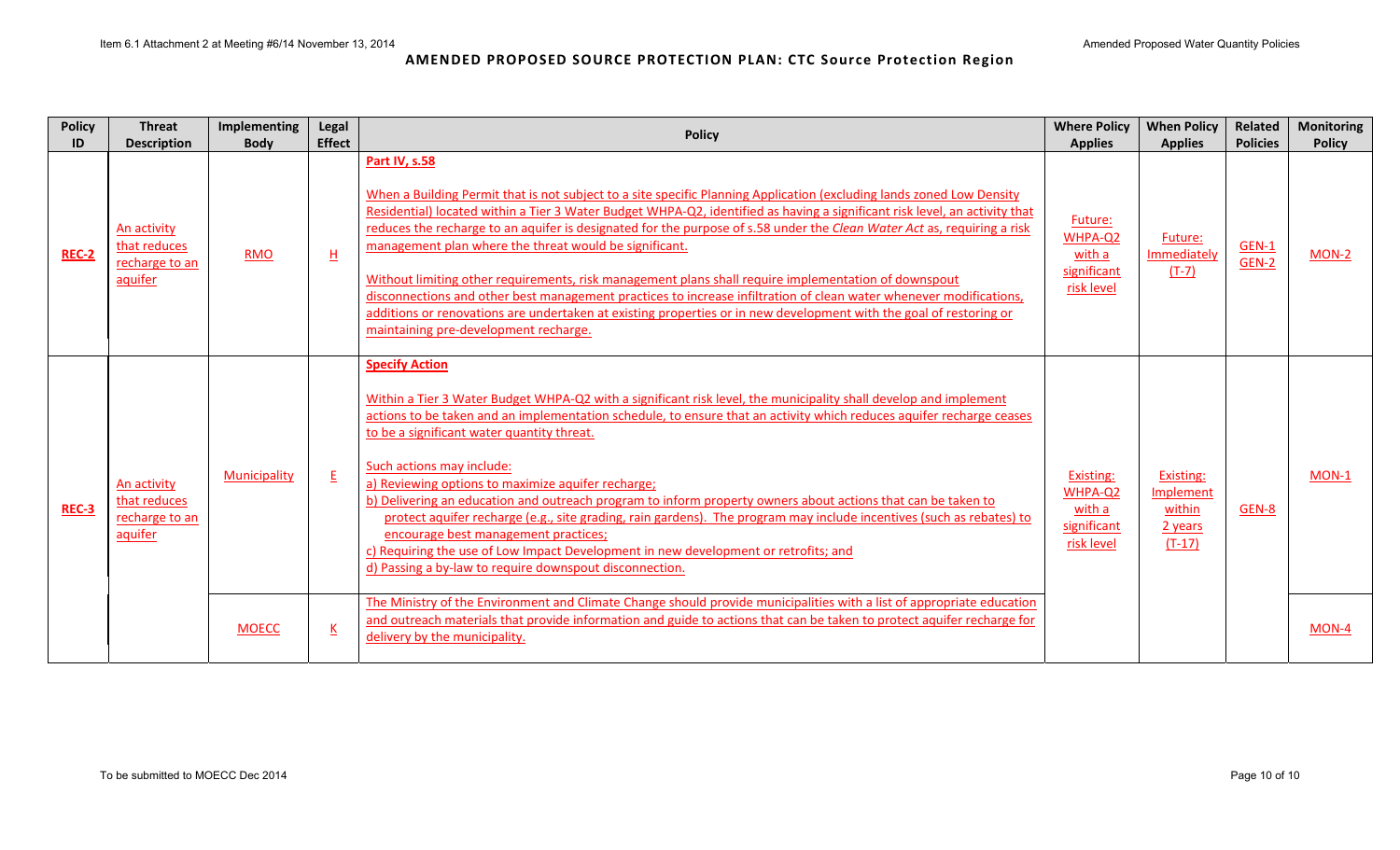## AMENDED PROPOSED SOURCE PROTECTION PLAN: CTC Source Protection Region

| Policy ID | Threat Description | Implementing Body | Legal Effect | Policy | Where Policy Applies | When Policy Applies | Related Policies | Monitoring Policy |
|---|---|---|---|---|---|---|---|---|
| REC-2 | An activity that reduces recharge to an aquifer | RMO | H | **Part IV, s.58**<br><br>When a Building Permit that is not subject to a site specific Planning Application (excluding lands zoned Low Density Residential) located within a Tier 3 Water Budget WHPA-Q2, identified as having a significant risk level, an activity that reduces the recharge to an aquifer is designated for the purpose of s.58 under the *Clean Water Act* as, requiring a risk management plan where the threat would be significant.<br><br>Without limiting other requirements, risk management plans shall require implementation of downspout disconnections and other best management practices to increase infiltration of clean water whenever modifications, additions or renovations are undertaken at existing properties or in new development with the goal of restoring or maintaining pre-development recharge. | Future: WHPA-Q2 with a significant risk level | Future: Immediately (T-7) | GEN-1 GEN-2 | MON-2 |
| REC-3 | An activity that reduces recharge to an aquifer | Municipality | E | **Specify Action**<br><br>Within a Tier 3 Water Budget WHPA-Q2 with a significant risk level, the municipality shall develop and implement actions to be taken and an implementation schedule, to ensure that an activity which reduces aquifer recharge ceases to be a significant water quantity threat.<br><br>Such actions may include:<br>a) Reviewing options to maximize aquifer recharge;<br>b) Delivering an education and outreach program to inform property owners about actions that can be taken to protect aquifer recharge (e.g., site grading, rain gardens). The program may include incentives (such as rebates) to encourage best management practices;<br>c) Requiring the use of Low Impact Development in new development or retrofits; and<br>d) Passing a by-law to require downspout disconnection. | Existing: WHPA-Q2 with a significant risk level | Existing: Implement within 2 years (T-17) | GEN-8 | MON-1 |
| | | MOECC | K | The Ministry of the Environment and Climate Change should provide municipalities with a list of appropriate education and outreach materials that provide information and guide to actions that can be taken to protect aquifer recharge for delivery by the municipality. | | | | MON-4 |